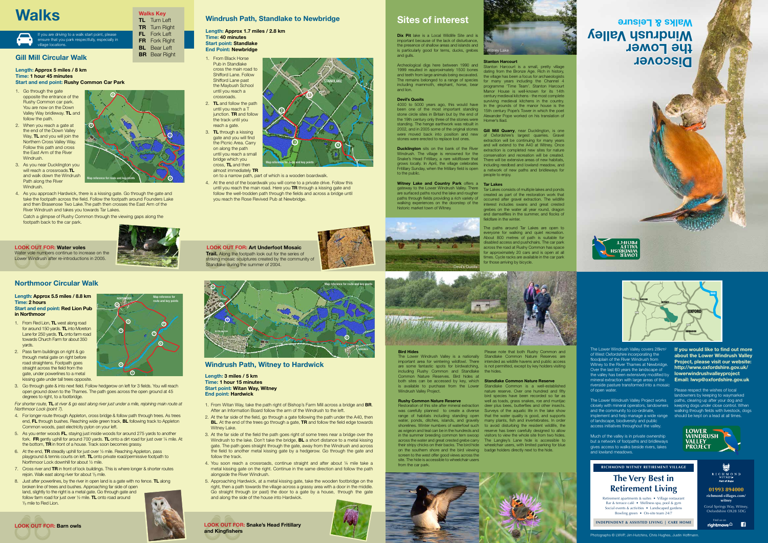# Walks

If you are driving to a walk start point, please ensure that you park respectfully, especially in village locations.

**Walks Key**

- **TL** Turn Left
- **TR** Turn Right
- **FL** Fork Left
- **FR** Fork Right
- **BL** Bear Left
- **BR** Bear Right

## Gill Mill Circular Walk

**Length: Approx 5 miles / 8 km**
**Time: 1 hour 45 minutes**
**Start and end point: Rushy Common Car Park**

1. Go through the gate opposite the entrance of the Rushy Common car park. You are now on the Down Valley Way bridleway. **TL** and follow the path.
2. When you reach a gate at the end of the Down Valley Way, **TL** and you will join the Northern Cross Valley Way. Follow this path and cross the East Arm of the River Windrush.
3. As you near Ducklington you will reach a crossroads. **TL** and walk down the Windrush Path along the River Windrush.
4. As you approach Hardwick, there is a kissing gate. Go through the gate and take the footpath across the field. Follow the footpath around Founders Lake and then Brasenose Two Lake. The path then crosses the East Arm of the River Windrush and takes you towards Tar Lakes.

Catch a glimpse of Rushy Common through the viewing gaps along the footpath back to the car park.

Map reference for route and key points

**LOOK OUT FOR: Water voles**
Water vole numbers continue to increase on the Lower Windrush after re-introductions in 2005.

## Northmoor Circular Walk

**Length: Approx 5.5 miles / 8.8 km**
**Time: 2 hours**
**Start and end point: Red Lion Pub in Northmoor**

1. From Red Lion, **TL** west along road for around 150 yards. **TL** into Moreton Lane for 250 yards. **TL** onto farm road towards Church Farm for about 350 yards.
2. Pass farm buildings on right & go through metal gate on right before road straightens. Footpath goes straight across the field from the gate, under powerlines to a metal kissing gate under tall trees opposite.
3. Go through gate & into next field. Follow hedgerow on left for 3 fields. You will reach open ground down to the Thames. The path goes across the open ground at 45 degrees to right, to a footbridge.

*For shorter route,* **TL** *at river & go east along river just under a mile, rejoining main route at Northmoor Lock (point 7).*

4. For longer route through Appleton, cross bridge & follow path through trees. As trees end, **FL** through bushes. Reaching wide green track, **BL** following track to Appleton Common woods, past electricity pylon on your left.
5. As you enter woods **FL**, staying just inside woods for around 275 yards to another fork. **FR** gently uphill for around 700 yards. **TL** onto a dirt road for just over ¼ mile. At the bottom, **TR** in front of a house. Track soon becomes grassy.
6. At the end, **TR** steadily uphill for just over ½ mile. Reaching Appleton, pass playground & tennis courts on left. **TL** onto private road/permissive footpath to Northmoor Lock downhill for about ½ mile.
7. Cross river and **TR** in front of lock buildings. This is where longer & shorter routes rejoin. Walk east along river for about ⅓ mile.
8. Just after powerlines, by the river in open land is a gate with no fence. **TL** along broken line of trees and bushes. Approaching far side of open land, slightly to the right is a metal gate. Go through gate and follow farm road for just over ½ mile. **TL** onto road around ⅓ mile to Red Lion.

Map reference for route and key points

**LOOK OUT FOR: Barn owls**

## Windrush Path, Standlake to Newbridge

**Length: Approx 1.7 miles / 2.8 km**
**Time: 40 minutes**
**Start point: Standlake**
**End Point: Newbridge**

1. From Black Horse Pub in Standlake cross the main road to Shifford Lane. Follow Shifford Lane past the Maybush School until you reach a crossroads.
2. **TL** and follow the path until you reach a T junction. **TR** and follow the track until you reach a gate.
3. **TL** through a kissing gate and you will find the Picnic Area. Carry on along the path until you reach a small bridge which you cross, **TL** and then almost immediately **TR** on to a narrow path, part of which is a wooden boardwalk.
4. At the end of the boardwalk you will come to a private drive. Follow this until you reach the main road. Here you **TR** through a kissing gate and follow the well-trodden path through the fields and across a bridge until you reach the Rose Revived Pub at Newbridge.

Map reference for route and key points

**LOOK OUT FOR: Art Underfoot Mosaic Trail.** Along the footpath look out for the series of striking mosaic sculptures created by the community of Standlake during the summer of 2004.

Map reference for route and key points

## Windrush Path, Witney to Hardwick

**Length: 3 miles / 5 km**
**Time: 1 hour 45 minutes**
**Start point: Witan Way, Witney**
**End Point: Hardwick**

1. From Witan Way, take the path right of Bishop's Farm Mill across a bridge and **BR**. After an Information Board follow the arm of the Windrush to the left.
2. At the far side of the field, go through a gate following the path under the A40, then **BL**. At the end of the trees go through a gate, **TR** and follow the field edge towards Witney Lake.
3. At the far side of the field the path goes right of some trees near a bridge over the Windrush to the lake. Don't take the bridge, **BL** a short distance to a metal kissing gate. The path goes straight through the gate, away from the Windrush and across the field to another metal kissing gate by a hedgerow. Go through the gate and follow the track.
4. You soon reach a crossroads, continue straight and after about ¼ mile take a metal kissing gate on the right. Continue in the same direction and follow the path alongside the River Windrush.
5. Approaching Hardwick, at a metal kissing gate, take the wooden footbridge on the right, then a path towards the village across a grassy area with a door in the middle. Go straight through (or past) the door to a gate by a house, through the gate and along the side of the house into Hardwick.

**LOOK OUT FOR: Snake's Head Fritillary and Kingfishers**

# Sites of interest

**Dix Pit** lake is a Local Wildlife Site and is important because of the lack of disturbance, the presence of shallow areas and islands and is particularly good for terns, ducks, grebes and gulls.

Archeological digs here between 1990 and 1999 resulted in approximately 1500 bones and teeth from large animals being excavated. The remains belonged to a range of species including mammoth, elephant, horse, bear and lion.

**Devil's Quoits**
4000 to 5000 years ago, this would have been one of the most important standing stone circle sites in Britain but by the end of the 19th century only three of the stones were standing. The henge earthwork was rebuilt in 2002, and in 2005 some of the original stones were moved back into position and new stones were erected to replace lost ones.

**Ducklington** sits on the bank of the River Windrush. The village is renowned for the Snake's Head Fritillary, a rare wildflower that grows locally. In April, the village celebrates Fritillary Sunday, when the fritillary field is open to the public.

**Witney Lake and Country Park** offers a gateway to the Lower Windrush Valley. There are surfaced paths round the lake and rougher paths through fields providing a rich variety of walking experiences on the doorstep of the historic market town of Witney.

Witney Lake

Devil's Quoits

**Stanton Harcourt**
Stanton Harcourt is a small, pretty village dating from the Bronze Age. Rich in history, the village has been a focus for archaeologists for many years including the Channel 4 programme 'Time Team'. Stanton Harcourt Manor House is well-known for its 14th century medieval kitchens - the most complete surviving medieval kitchens in the country. In the grounds of the manor house is the 15th century Pope's Tower in which the poet Alexander Pope worked on his translation of Homer's Iliad.

**Gill Mill Quarry**, near Ducklington, is one of Oxfordshire's largest quarries. Gravel extraction will be continuing for many years and will extend to the A40 at Witney. Once extraction is completed new sites for nature conservation and recreation will be created. There will be extensive areas of new habitats, including reedbed and lowland meadow, and a network of new paths and bridleways for people to enjoy.

**Tar Lakes**
Tar Lakes consists of multiple lakes and ponds created as part of the restoration work that occurred after gravel extraction. The wildlife interest includes swans and great crested grebes on the water all year round, dragon and damselflies in the summer, and flocks of fieldfare in the winter.

The paths around Tar Lakes are open to everyone for walking and quiet recreation. About 800 metres of path is suitable for disabled access and pushchairs. The car park across the road at Rushy Common has space for approximately 20 cars and is open at all times. Cycle racks are available in the car park for those arriving by bicycle.

**Bird Hides**
The Lower Windrush Valley is a nationally important area for wintering wildfowl. There are some fantastic spots for birdwatching, including Rushy Common and Standlake Common Nature Reserves. Bird hides at both sites can be accessed by key, which is available to purchase from the Lower Windrush Valley Project.

**Rushy Common Nature Reserve**
Restoration of this site after mineral extraction was carefully planned to create a diverse range of habitats including standing open water, ponds, ditches, islands, and gravelly shorelines. Winter numbers of waterfowl such as wigeon and teal can be in the hundreds and in the summer breeding common tern swoop across the water and great crested grebe carry their stripy chicks on their backs. The bird hide on the southern shore and the bird viewing screen to the west offer good views across the site. The hide is accessible to wheelchair users from the car park.

Please note that both Rushy Common and Standlake Common Nature Reserves are intended as wildlife havens and public access is not permitted, except by key holders visiting the hides.

**Standlake Common Nature Reserve**
Standlake Common is a well-established nature reserve. Over one hundred and fifty bird species have been recorded so far as well as toads, grass snakes, roe and muntjac deer plus bees, butterflies and other insects. Surveys of the aquatic life in the lake show that the water quality is good, and supports many plants, fish and invertebrates. In order to avoid disturbing the resident wildlife, the reserve has been carefully designed to allow visitors to view the whole site from two hides. The Langley's Lane hide is accessible to wheelchair users, with limited parking for blue badge holders directly next to the hide.

# Discover the Lower Windrush Valley

## Walks & Leisure

LOWER WINDRUSH VALLEY PROJECT

The Lower Windrush Valley covers 28km² of West Oxfordshire incorporating the floodplain of the River Windrush from Witney to the River Thames at Newbridge. Over the last 60 years the landscape of the valley has been extensively modified by mineral extraction with large areas of the riverside pasture transformed into a mosaic of open water.

The Lower Windrush Valley Project works closely with mineral operators, landowners and the community to co-ordinate, implement and help manage a wide range of landscape, biodiversity and public access initiatives throughout the valley.

Much of the valley is in private ownership but a network of footpaths and bridleways gives access to walks beside rivers, lakes and lowland meadows.

**If you would like to find out more about the Lower Windrush Valley Project, please visit our website: http://www.oxfordshire.gov.uk/lowerwindrushvalleyproject**
**Email: lwvp@oxfordshire.gov.uk**

Please respect the wishes of local landowners by keeping to waymarked paths, clearing up after your dog and keeping dogs under close control. When walking through fields with livestock, dogs should be kept on a lead at all times.

LOWER WINDRUSH VALLEY PROJECT

**RICHMOND WITNEY RETIREMENT VILLAGE**

## The Very Best in Retirement Living

Retirement apartments & suites • Village restaurant
Bar & terrace café • Wellness spa, pool & gym
Social events & activities • Landscaped gardens
Bowling green • On-site team 24/7

INDEPENDENT & ASSISTED LIVING | CARE HOME

RICHMOND WITNEY Part of Bupa

**01993 894000**
richmond-villages.com/witney

Coral Springs Way, Witney, Oxfordshire OX28 5DG

Find us on rightmove

Photographs © LWVP, Jim Hutchins, Chris Hughes, Justin Hoffmann.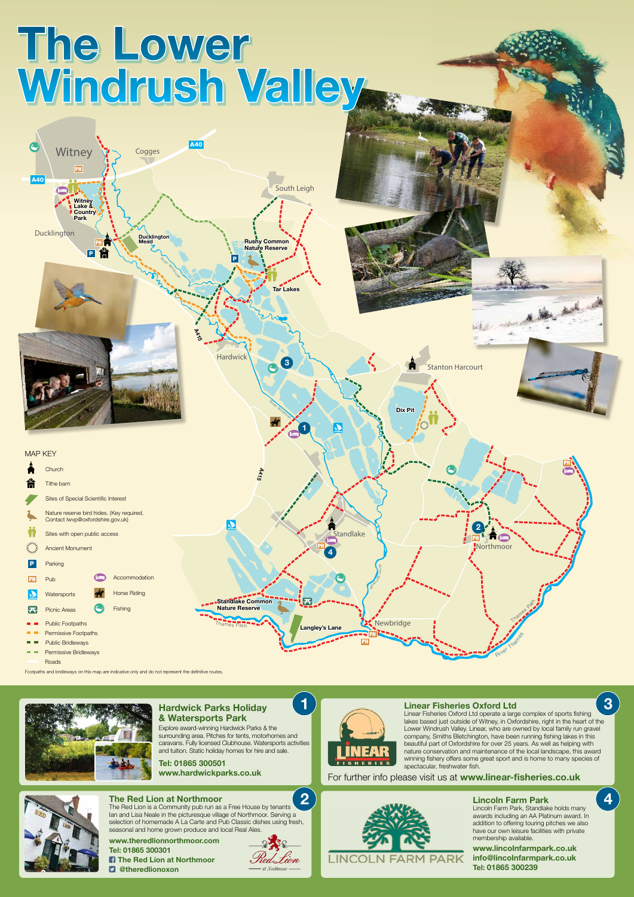# The Lower Windrush Valley

Witney

Cogges

A40

South Leigh

Witney Lake & Country Park

Ducklington

Ducklington Mead

River Windrush

Rushy Common Nature Reserve

Tar Lakes

A415

Hardwick

Stanton Harcourt

Dix Pit

Standlake

Northmoor

Standlake Common Nature Reserve

Langley's Lane

Newbridge

Thames Path

River Thames

## MAP KEY

- Church
- Tithe barn
- Sites of Special Scientific Interest
- Nature reserve bird hides. (Key required. Contact lwvp@oxfordshire.gov.uk)
- Sites with open public access
- Ancient Monument
- Parking
- Pub
- Accommodation
- Watersports
- Horse Riding
- Picnic Areas
- Fishing
- Public Footpaths
- Permissive Footpaths
- Public Bridleways
- Permissive Bridleways
- Roads

Footpaths and bridleways on this map are indicative only and do not represent the definitive routes.

## 1 Hardwick Parks Holiday & Watersports Park

Explore award-winning Hardwick Parks & the surrounding area. Pitches for tents, motorhomes and caravans. Fully licensed Clubhouse. Watersports activities and tuition. Static holiday homes for hire and sale.

**Tel: 01865 300501**
**www.hardwickparks.co.uk**

## 3 Linear Fisheries Oxford Ltd

Linear Fisheries Oxford Ltd operate a large complex of sports fishing lakes based just outside of Witney, in Oxfordshire, right in the heart of the Lower Windrush Valley. Linear, who are owned by local family run gravel company, Smiths Bletchington, have been running fishing lakes in this beautiful part of Oxfordshire for over 25 years. As well as helping with nature conservation and maintenance of the local landscape, this award winning fishery offers some great sport and is home to many species of spectacular, freshwater fish.

LINEAR FISHERIES

For further info please visit us at **www.linear-fisheries.co.uk**

## 2 The Red Lion at Northmoor

The Red Lion is a Community pub run as a Free House by tenants Ian and Lisa Neale in the picturesque village of Northmoor. Serving a selection of homemade A La Carte and Pub Classic dishes using fresh, seasonal and home grown produce and local Real Ales.

**www.theredlionnorthmoor.com**
**Tel: 01865 300301**
**The Red Lion at Northmoor**
**@theredlionoxon**

Red Lion at Northmoor

## 4 Lincoln Farm Park

LINCOLN FARM PARK

Lincoln Farm Park, Standlake holds many awards including an AA Platinum award. In addition to offering touring pitches we also have our own leisure facilities with private membership available.

**www.lincolnfarmpark.co.uk**
**info@lincolnfarmpark.co.uk**
**Tel: 01865 300239**